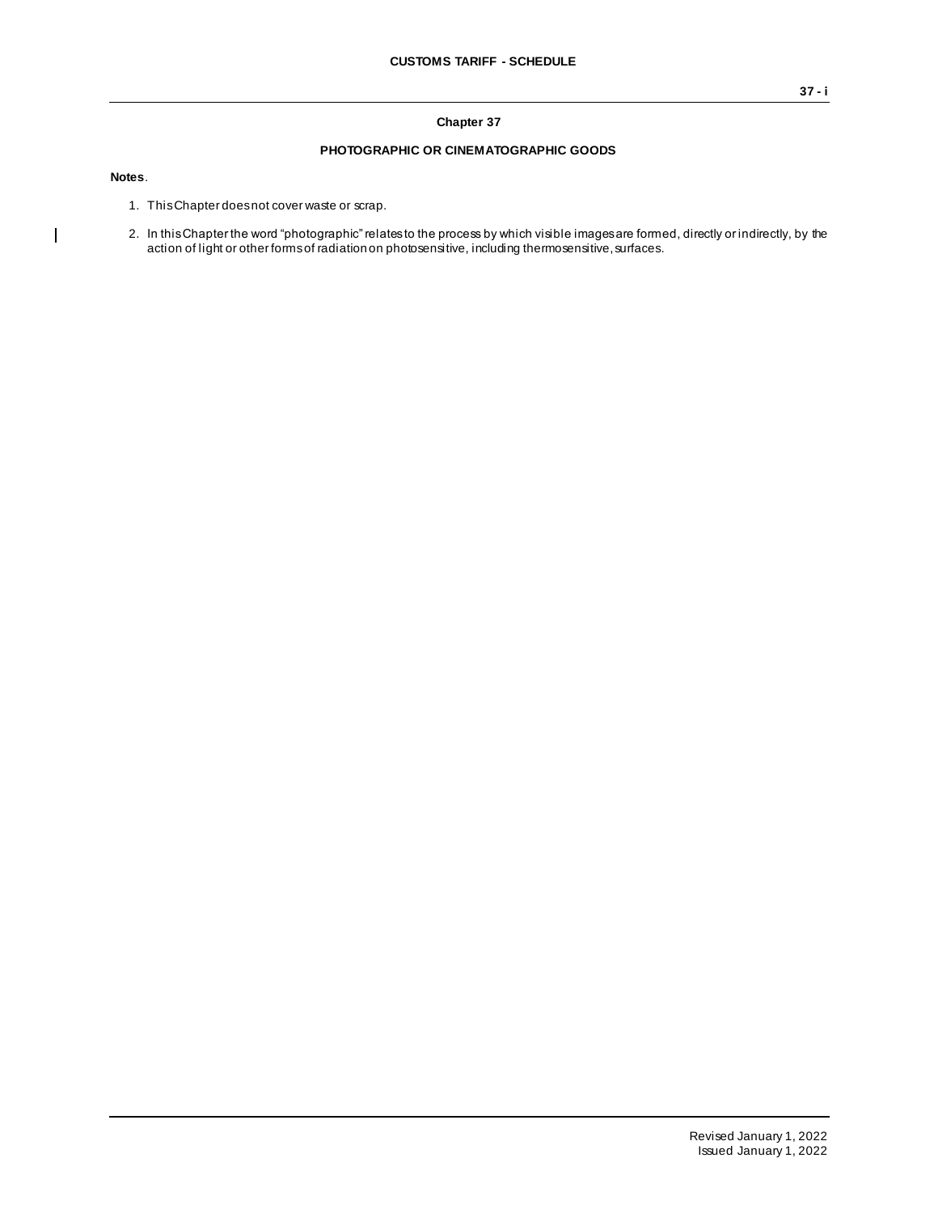## Chapter 37

### PHOTOGRAPHIC OR CINEMATOGRAPHIC GOODS

**Notes**.

1. This Chapter does not cover waste or scrap.

2. In this Chapter the word "photographic" relates to the process by which visible images are formed, directly or indirectly, by the action of light or other forms of radiation on photosensitive, including thermosensitive, surfaces.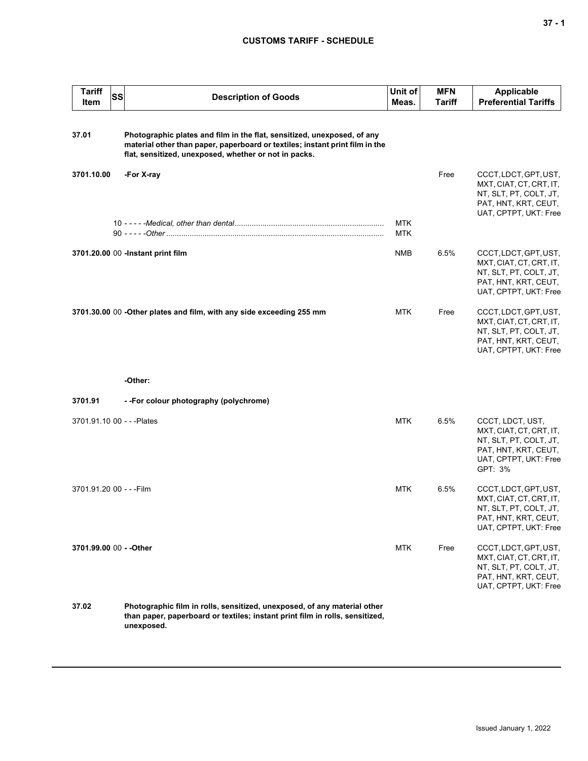| Tariff Item | SS | Description of Goods | Unit of Meas. | MFN Tariff | Applicable Preferential Tariffs |
|---|---|---|---|---|---|
| **37.01** | | **Photographic plates and film in the flat, sensitized, unexposed, of any material other than paper, paperboard or textiles; instant print film in the flat, sensitized, unexposed, whether or not in packs.** | | | |
| **3701.10.00** | | **-For X-ray** | | Free | CCCT, LDCT, GPT, UST, MXT, CIAT, CT, CRT, IT, NT, SLT, PT, COLT, JT, PAT, HNT, KRT, CEUT, UAT, CPTPT, UKT: Free |
| | 10 | - - - - -*Medical, other than dental* | MTK | | |
| | 90 | - - - - -*Other* | MTK | | |
| **3701.20.00** | 00 | **-Instant print film** | NMB | 6.5% | CCCT, LDCT, GPT, UST, MXT, CIAT, CT, CRT, IT, NT, SLT, PT, COLT, JT, PAT, HNT, KRT, CEUT, UAT, CPTPT, UKT: Free |
| **3701.30.00** | 00 | **-Other plates and film, with any side exceeding 255 mm** | MTK | Free | CCCT, LDCT, GPT, UST, MXT, CIAT, CT, CRT, IT, NT, SLT, PT, COLT, JT, PAT, HNT, KRT, CEUT, UAT, CPTPT, UKT: Free |
| | | **-Other:** | | | |
| **3701.91** | | **- -For colour photography (polychrome)** | | | |
| 3701.91.10 | 00 | - - -Plates | MTK | 6.5% | CCCT, LDCT, UST, MXT, CIAT, CT, CRT, IT, NT, SLT, PT, COLT, JT, PAT, HNT, KRT, CEUT, UAT, CPTPT, UKT: Free<br>GPT: 3% |
| 3701.91.20 | 00 | - - -Film | MTK | 6.5% | CCCT, LDCT, GPT, UST, MXT, CIAT, CT, CRT, IT, NT, SLT, PT, COLT, JT, PAT, HNT, KRT, CEUT, UAT, CPTPT, UKT: Free |
| **3701.99.00** | 00 | **- -Other** | MTK | Free | CCCT, LDCT, GPT, UST, MXT, CIAT, CT, CRT, IT, NT, SLT, PT, COLT, JT, PAT, HNT, KRT, CEUT, UAT, CPTPT, UKT: Free |
| **37.02** | | **Photographic film in rolls, sensitized, unexposed, of any material other than paper, paperboard or textiles; instant print film in rolls, sensitized, unexposed.** | | | |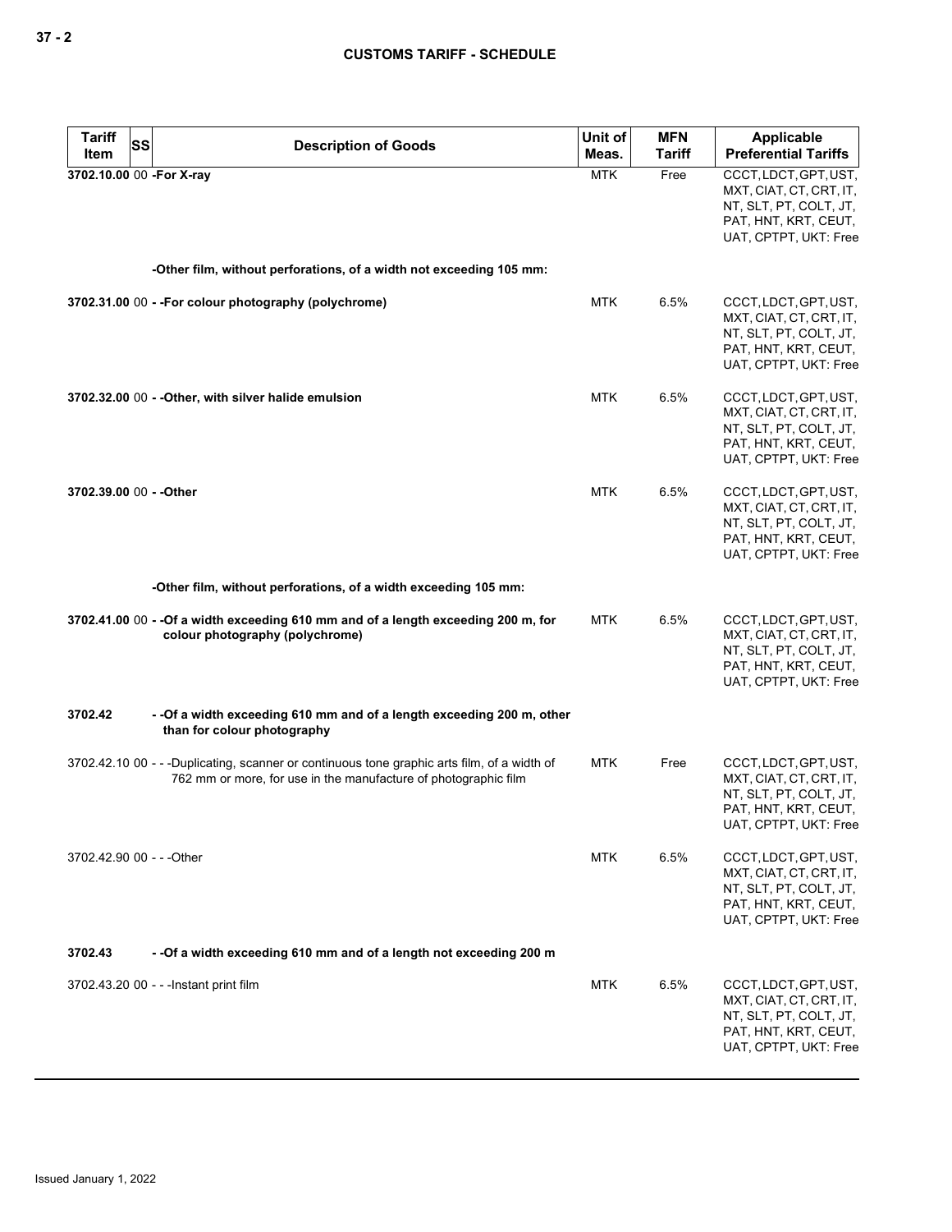| Tariff Item | SS | Description of Goods | Unit of Meas. | MFN Tariff | Applicable Preferential Tariffs |
|---|---|---|---|---|---|
| **3702.10.00** | 00 | **-For X-ray** | MTK | Free | CCCT, LDCT, GPT, UST, MXT, CIAT, CT, CRT, IT, NT, SLT, PT, COLT, JT, PAT, HNT, KRT, CEUT, UAT, CPTPT, UKT: Free |
| | | **-Other film, without perforations, of a width not exceeding 105 mm:** | | | |
| **3702.31.00** | 00 | **- -For colour photography (polychrome)** | MTK | 6.5% | CCCT, LDCT, GPT, UST, MXT, CIAT, CT, CRT, IT, NT, SLT, PT, COLT, JT, PAT, HNT, KRT, CEUT, UAT, CPTPT, UKT: Free |
| **3702.32.00** | 00 | **- -Other, with silver halide emulsion** | MTK | 6.5% | CCCT, LDCT, GPT, UST, MXT, CIAT, CT, CRT, IT, NT, SLT, PT, COLT, JT, PAT, HNT, KRT, CEUT, UAT, CPTPT, UKT: Free |
| **3702.39.00** | 00 | **- -Other** | MTK | 6.5% | CCCT, LDCT, GPT, UST, MXT, CIAT, CT, CRT, IT, NT, SLT, PT, COLT, JT, PAT, HNT, KRT, CEUT, UAT, CPTPT, UKT: Free |
| | | **-Other film, without perforations, of a width exceeding 105 mm:** | | | |
| **3702.41.00** | 00 | **- -Of a width exceeding 610 mm and of a length exceeding 200 m, for colour photography (polychrome)** | MTK | 6.5% | CCCT, LDCT, GPT, UST, MXT, CIAT, CT, CRT, IT, NT, SLT, PT, COLT, JT, PAT, HNT, KRT, CEUT, UAT, CPTPT, UKT: Free |
| **3702.42** | | **- -Of a width exceeding 610 mm and of a length exceeding 200 m, other than for colour photography** | | | |
| 3702.42.10 | 00 | - - -Duplicating, scanner or continuous tone graphic arts film, of a width of 762 mm or more, for use in the manufacture of photographic film | MTK | Free | CCCT, LDCT, GPT, UST, MXT, CIAT, CT, CRT, IT, NT, SLT, PT, COLT, JT, PAT, HNT, KRT, CEUT, UAT, CPTPT, UKT: Free |
| 3702.42.90 | 00 | - - -Other | MTK | 6.5% | CCCT, LDCT, GPT, UST, MXT, CIAT, CT, CRT, IT, NT, SLT, PT, COLT, JT, PAT, HNT, KRT, CEUT, UAT, CPTPT, UKT: Free |
| **3702.43** | | **- -Of a width exceeding 610 mm and of a length not exceeding 200 m** | | | |
| 3702.43.20 | 00 | - - -Instant print film | MTK | 6.5% | CCCT, LDCT, GPT, UST, MXT, CIAT, CT, CRT, IT, NT, SLT, PT, COLT, JT, PAT, HNT, KRT, CEUT, UAT, CPTPT, UKT: Free |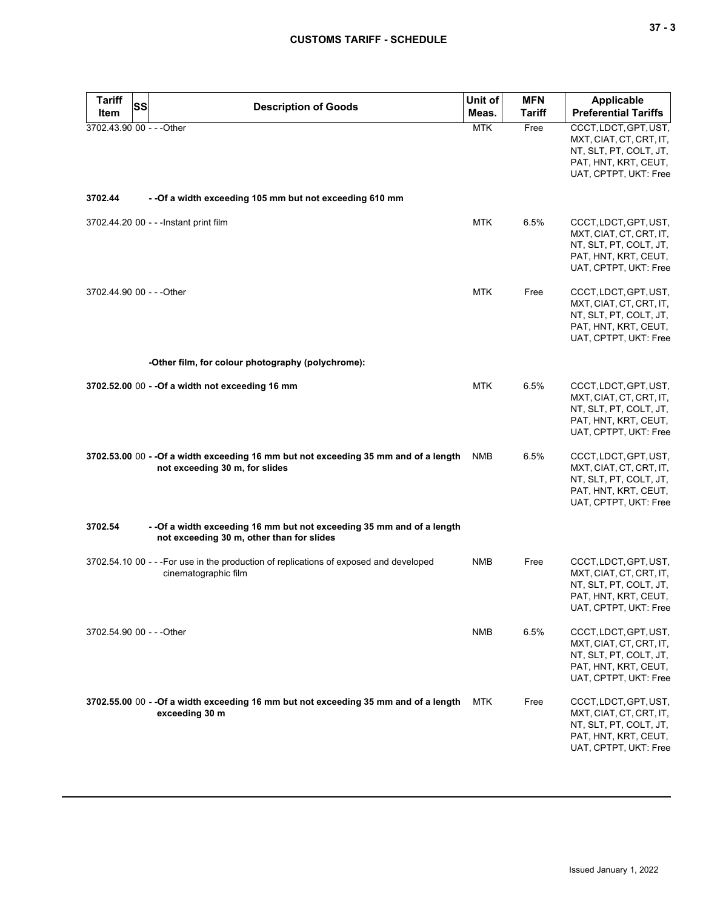| Tariff Item | SS | Description of Goods | Unit of Meas. | MFN Tariff | Applicable Preferential Tariffs |
|---|---|---|---|---|---|
| 3702.43.90 | 00 | - - -Other | MTK | Free | CCCT, LDCT, GPT, UST, MXT, CIAT, CT, CRT, IT, NT, SLT, PT, COLT, JT, PAT, HNT, KRT, CEUT, UAT, CPTPT, UKT: Free |
| **3702.44** | | **- -Of a width exceeding 105 mm but not exceeding 610 mm** | | | |
| 3702.44.20 | 00 | - - -Instant print film | MTK | 6.5% | CCCT, LDCT, GPT, UST, MXT, CIAT, CT, CRT, IT, NT, SLT, PT, COLT, JT, PAT, HNT, KRT, CEUT, UAT, CPTPT, UKT: Free |
| 3702.44.90 | 00 | - - -Other | MTK | Free | CCCT, LDCT, GPT, UST, MXT, CIAT, CT, CRT, IT, NT, SLT, PT, COLT, JT, PAT, HNT, KRT, CEUT, UAT, CPTPT, UKT: Free |
| | | **-Other film, for colour photography (polychrome):** | | | |
| **3702.52.00** | 00 | **- -Of a width not exceeding 16 mm** | MTK | 6.5% | CCCT, LDCT, GPT, UST, MXT, CIAT, CT, CRT, IT, NT, SLT, PT, COLT, JT, PAT, HNT, KRT, CEUT, UAT, CPTPT, UKT: Free |
| **3702.53.00** | 00 | **- -Of a width exceeding 16 mm but not exceeding 35 mm and of a length not exceeding 30 m, for slides** | NMB | 6.5% | CCCT, LDCT, GPT, UST, MXT, CIAT, CT, CRT, IT, NT, SLT, PT, COLT, JT, PAT, HNT, KRT, CEUT, UAT, CPTPT, UKT: Free |
| **3702.54** | | **- -Of a width exceeding 16 mm but not exceeding 35 mm and of a length not exceeding 30 m, other than for slides** | | | |
| 3702.54.10 | 00 | - - -For use in the production of replications of exposed and developed cinematographic film | NMB | Free | CCCT, LDCT, GPT, UST, MXT, CIAT, CT, CRT, IT, NT, SLT, PT, COLT, JT, PAT, HNT, KRT, CEUT, UAT, CPTPT, UKT: Free |
| 3702.54.90 | 00 | - - -Other | NMB | 6.5% | CCCT, LDCT, GPT, UST, MXT, CIAT, CT, CRT, IT, NT, SLT, PT, COLT, JT, PAT, HNT, KRT, CEUT, UAT, CPTPT, UKT: Free |
| **3702.55.00** | 00 | **- -Of a width exceeding 16 mm but not exceeding 35 mm and of a length exceeding 30 m** | MTK | Free | CCCT, LDCT, GPT, UST, MXT, CIAT, CT, CRT, IT, NT, SLT, PT, COLT, JT, PAT, HNT, KRT, CEUT, UAT, CPTPT, UKT: Free |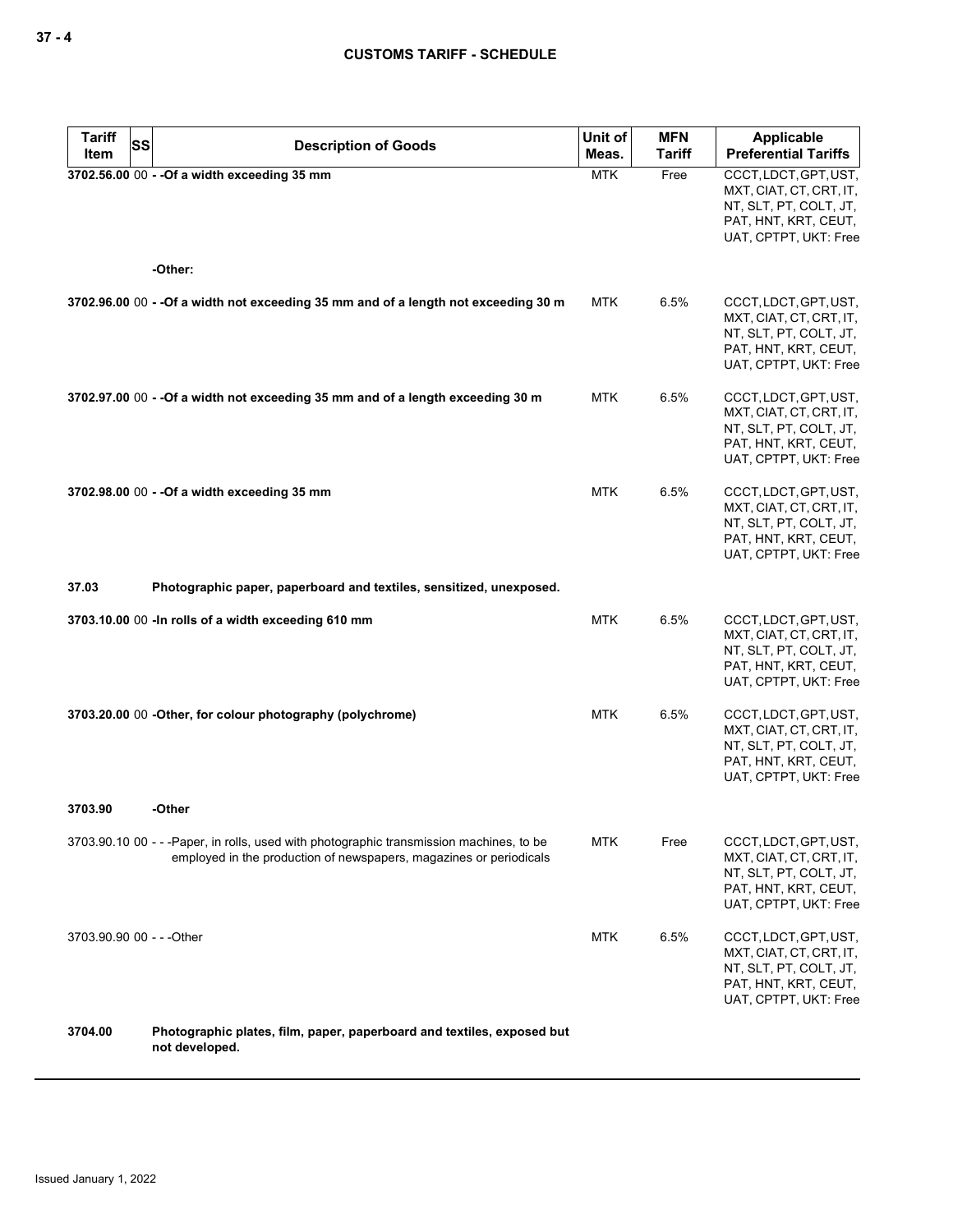| Tariff Item | SS | Description of Goods | Unit of Meas. | MFN Tariff | Applicable Preferential Tariffs |
|---|---|---|---|---|---|
| 3702.56.00 | 00 | - -Of a width exceeding 35 mm | MTK | Free | CCCT, LDCT, GPT, UST, MXT, CIAT, CT, CRT, IT, NT, SLT, PT, COLT, JT, PAT, HNT, KRT, CEUT, UAT, CPTPT, UKT: Free |
| | | -Other: | | | |
| 3702.96.00 | 00 | - -Of a width not exceeding 35 mm and of a length not exceeding 30 m | MTK | 6.5% | CCCT, LDCT, GPT, UST, MXT, CIAT, CT, CRT, IT, NT, SLT, PT, COLT, JT, PAT, HNT, KRT, CEUT, UAT, CPTPT, UKT: Free |
| 3702.97.00 | 00 | - -Of a width not exceeding 35 mm and of a length exceeding 30 m | MTK | 6.5% | CCCT, LDCT, GPT, UST, MXT, CIAT, CT, CRT, IT, NT, SLT, PT, COLT, JT, PAT, HNT, KRT, CEUT, UAT, CPTPT, UKT: Free |
| 3702.98.00 | 00 | - -Of a width exceeding 35 mm | MTK | 6.5% | CCCT, LDCT, GPT, UST, MXT, CIAT, CT, CRT, IT, NT, SLT, PT, COLT, JT, PAT, HNT, KRT, CEUT, UAT, CPTPT, UKT: Free |
| 37.03 | | Photographic paper, paperboard and textiles, sensitized, unexposed. | | | |
| 3703.10.00 | 00 | -In rolls of a width exceeding 610 mm | MTK | 6.5% | CCCT, LDCT, GPT, UST, MXT, CIAT, CT, CRT, IT, NT, SLT, PT, COLT, JT, PAT, HNT, KRT, CEUT, UAT, CPTPT, UKT: Free |
| 3703.20.00 | 00 | -Other, for colour photography (polychrome) | MTK | 6.5% | CCCT, LDCT, GPT, UST, MXT, CIAT, CT, CRT, IT, NT, SLT, PT, COLT, JT, PAT, HNT, KRT, CEUT, UAT, CPTPT, UKT: Free |
| 3703.90 | | -Other | | | |
| 3703.90.10 | 00 | - - -Paper, in rolls, used with photographic transmission machines, to be employed in the production of newspapers, magazines or periodicals | MTK | Free | CCCT, LDCT, GPT, UST, MXT, CIAT, CT, CRT, IT, NT, SLT, PT, COLT, JT, PAT, HNT, KRT, CEUT, UAT, CPTPT, UKT: Free |
| 3703.90.90 | 00 | - - -Other | MTK | 6.5% | CCCT, LDCT, GPT, UST, MXT, CIAT, CT, CRT, IT, NT, SLT, PT, COLT, JT, PAT, HNT, KRT, CEUT, UAT, CPTPT, UKT: Free |
| 3704.00 | | Photographic plates, film, paper, paperboard and textiles, exposed but not developed. | | | |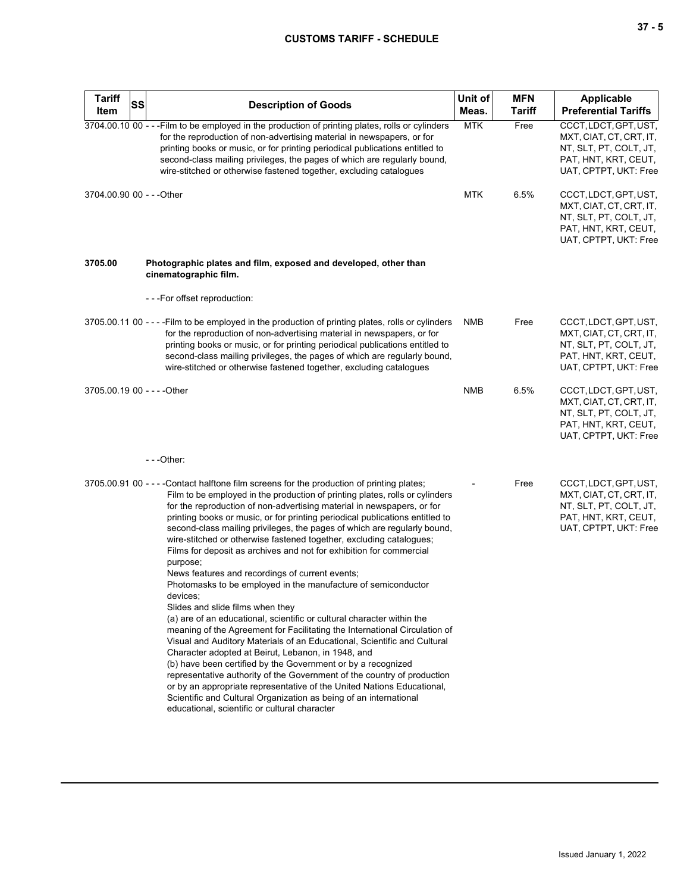| Tariff Item | SS | Description of Goods | Unit of Meas. | MFN Tariff | Applicable Preferential Tariffs |
|---|---|---|---|---|---|
| 3704.00.10 | 00 | - - -Film to be employed in the production of printing plates, rolls or cylinders for the reproduction of non-advertising material in newspapers, or for printing books or music, or for printing periodical publications entitled to second-class mailing privileges, the pages of which are regularly bound, wire-stitched or otherwise fastened together, excluding catalogues | MTK | Free | CCCT, LDCT, GPT, UST, MXT, CIAT, CT, CRT, IT, NT, SLT, PT, COLT, JT, PAT, HNT, KRT, CEUT, UAT, CPTPT, UKT: Free |
| 3704.00.90 | 00 | - - -Other | MTK | 6.5% | CCCT, LDCT, GPT, UST, MXT, CIAT, CT, CRT, IT, NT, SLT, PT, COLT, JT, PAT, HNT, KRT, CEUT, UAT, CPTPT, UKT: Free |
| **3705.00** | | **Photographic plates and film, exposed and developed, other than cinematographic film.** | | | |
| | | - - -For offset reproduction: | | | |
| 3705.00.11 | 00 | - - - -Film to be employed in the production of printing plates, rolls or cylinders for the reproduction of non-advertising material in newspapers, or for printing books or music, or for printing periodical publications entitled to second-class mailing privileges, the pages of which are regularly bound, wire-stitched or otherwise fastened together, excluding catalogues | NMB | Free | CCCT, LDCT, GPT, UST, MXT, CIAT, CT, CRT, IT, NT, SLT, PT, COLT, JT, PAT, HNT, KRT, CEUT, UAT, CPTPT, UKT: Free |
| 3705.00.19 | 00 | - - - -Other | NMB | 6.5% | CCCT, LDCT, GPT, UST, MXT, CIAT, CT, CRT, IT, NT, SLT, PT, COLT, JT, PAT, HNT, KRT, CEUT, UAT, CPTPT, UKT: Free |
| | | - - -Other: | | | |
| 3705.00.91 | 00 | - - - -Contact halftone film screens for the production of printing plates;<br>Film to be employed in the production of printing plates, rolls or cylinders for the reproduction of non-advertising material in newspapers, or for printing books or music, or for printing periodical publications entitled to second-class mailing privileges, the pages of which are regularly bound, wire-stitched or otherwise fastened together, excluding catalogues;<br>Films for deposit as archives and not for exhibition for commercial purpose;<br>News features and recordings of current events;<br>Photomasks to be employed in the manufacture of semiconductor devices;<br>Slides and slide films when they<br>(a) are of an educational, scientific or cultural character within the meaning of the Agreement for Facilitating the International Circulation of Visual and Auditory Materials of an Educational, Scientific and Cultural Character adopted at Beirut, Lebanon, in 1948, and<br>(b) have been certified by the Government or by a recognized representative authority of the Government of the country of production or by an appropriate representative of the United Nations Educational, Scientific and Cultural Organization as being of an international educational, scientific or cultural character | - | Free | CCCT, LDCT, GPT, UST, MXT, CIAT, CT, CRT, IT, NT, SLT, PT, COLT, JT, PAT, HNT, KRT, CEUT, UAT, CPTPT, UKT: Free |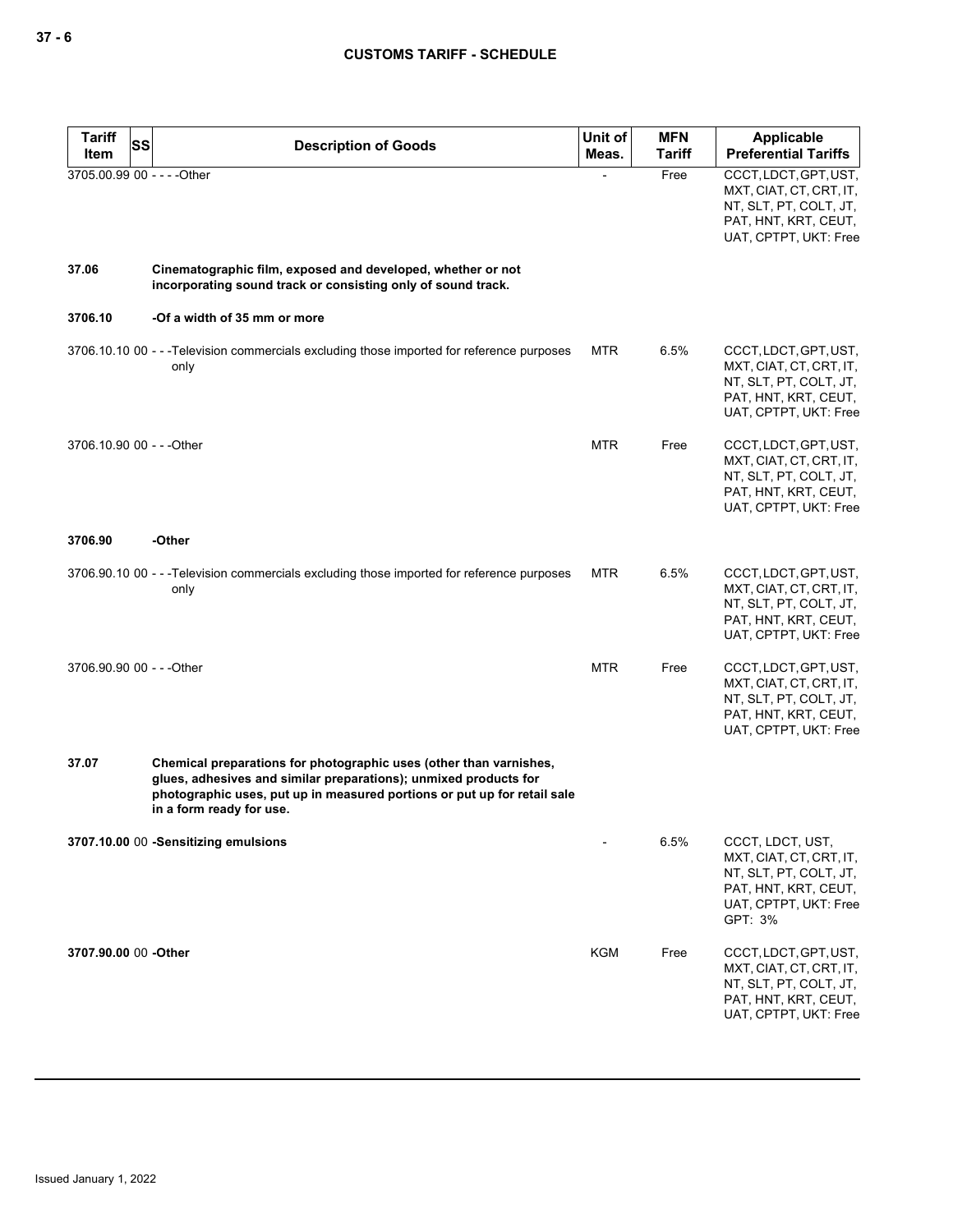| Tariff Item | SS | Description of Goods | Unit of Meas. | MFN Tariff | Applicable Preferential Tariffs |
|---|---|---|---|---|---|
| 3705.00.99 | 00 | - - - -Other | - | Free | CCCT, LDCT, GPT, UST, MXT, CIAT, CT, CRT, IT, NT, SLT, PT, COLT, JT, PAT, HNT, KRT, CEUT, UAT, CPTPT, UKT: Free |
| **37.06** | | **Cinematographic film, exposed and developed, whether or not incorporating sound track or consisting only of sound track.** | | | |
| **3706.10** | | **-Of a width of 35 mm or more** | | | |
| 3706.10.10 | 00 | - - -Television commercials excluding those imported for reference purposes only | MTR | 6.5% | CCCT, LDCT, GPT, UST, MXT, CIAT, CT, CRT, IT, NT, SLT, PT, COLT, JT, PAT, HNT, KRT, CEUT, UAT, CPTPT, UKT: Free |
| 3706.10.90 | 00 | - - -Other | MTR | Free | CCCT, LDCT, GPT, UST, MXT, CIAT, CT, CRT, IT, NT, SLT, PT, COLT, JT, PAT, HNT, KRT, CEUT, UAT, CPTPT, UKT: Free |
| **3706.90** | | **-Other** | | | |
| 3706.90.10 | 00 | - - -Television commercials excluding those imported for reference purposes only | MTR | 6.5% | CCCT, LDCT, GPT, UST, MXT, CIAT, CT, CRT, IT, NT, SLT, PT, COLT, JT, PAT, HNT, KRT, CEUT, UAT, CPTPT, UKT: Free |
| 3706.90.90 | 00 | - - -Other | MTR | Free | CCCT, LDCT, GPT, UST, MXT, CIAT, CT, CRT, IT, NT, SLT, PT, COLT, JT, PAT, HNT, KRT, CEUT, UAT, CPTPT, UKT: Free |
| **37.07** | | **Chemical preparations for photographic uses (other than varnishes, glues, adhesives and similar preparations); unmixed products for photographic uses, put up in measured portions or put up for retail sale in a form ready for use.** | | | |
| **3707.10.00** | 00 | **-Sensitizing emulsions** | - | 6.5% | CCCT, LDCT, UST, MXT, CIAT, CT, CRT, IT, NT, SLT, PT, COLT, JT, PAT, HNT, KRT, CEUT, UAT, CPTPT, UKT: Free<br>GPT: 3% |
| **3707.90.00** | 00 | **-Other** | KGM | Free | CCCT, LDCT, GPT, UST, MXT, CIAT, CT, CRT, IT, NT, SLT, PT, COLT, JT, PAT, HNT, KRT, CEUT, UAT, CPTPT, UKT: Free |